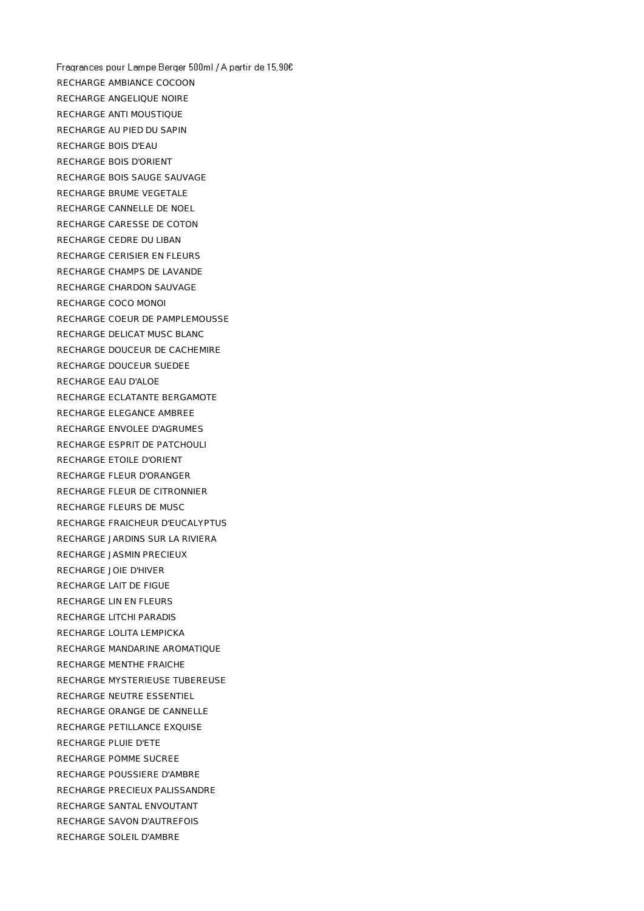Fragrances pour Lampe Berger 500ml / A partir de 15,90€

RECHARGE AMBIANCE COCOON
RECHARGE ANGELIQUE NOIRE
RECHARGE ANTI MOUSTIQUE
RECHARGE AU PIED DU SAPIN
RECHARGE BOIS D'EAU
RECHARGE BOIS D'ORIENT
RECHARGE BOIS SAUGE SAUVAGE
RECHARGE BRUME VEGETALE
RECHARGE CANNELLE DE NOEL
RECHARGE CARESSE DE COTON
RECHARGE CEDRE DU LIBAN
RECHARGE CERISIER EN FLEURS
RECHARGE CHAMPS DE LAVANDE
RECHARGE CHARDON SAUVAGE
RECHARGE COCO MONOI
RECHARGE COEUR DE PAMPLEMOUSSE
RECHARGE DELICAT MUSC BLANC
RECHARGE DOUCEUR DE CACHEMIRE
RECHARGE DOUCEUR SUEDEE
RECHARGE EAU D'ALOE
RECHARGE ECLATANTE BERGAMOTE
RECHARGE ELEGANCE AMBREE
RECHARGE ENVOLEE D'AGRUMES
RECHARGE ESPRIT DE PATCHOULI
RECHARGE ETOILE D'ORIENT
RECHARGE FLEUR D'ORANGER
RECHARGE FLEUR DE CITRONNIER
RECHARGE FLEURS DE MUSC
RECHARGE FRAICHEUR D'EUCALYPTUS
RECHARGE JARDINS SUR LA RIVIERA
RECHARGE JASMIN PRECIEUX
RECHARGE JOIE D'HIVER
RECHARGE LAIT DE FIGUE
RECHARGE LIN EN FLEURS
RECHARGE LITCHI PARADIS
RECHARGE LOLITA LEMPICKA
RECHARGE MANDARINE AROMATIQUE
RECHARGE MENTHE FRAICHE
RECHARGE MYSTERIEUSE TUBEREUSE
RECHARGE NEUTRE ESSENTIEL
RECHARGE ORANGE DE CANNELLE
RECHARGE PETILLANCE EXQUISE
RECHARGE PLUIE D'ETE
RECHARGE POMME SUCREE
RECHARGE POUSSIERE D'AMBRE
RECHARGE PRECIEUX PALISSANDRE
RECHARGE SANTAL ENVOUTANT
RECHARGE SAVON D'AUTREFOIS
RECHARGE SOLEIL D'AMBRE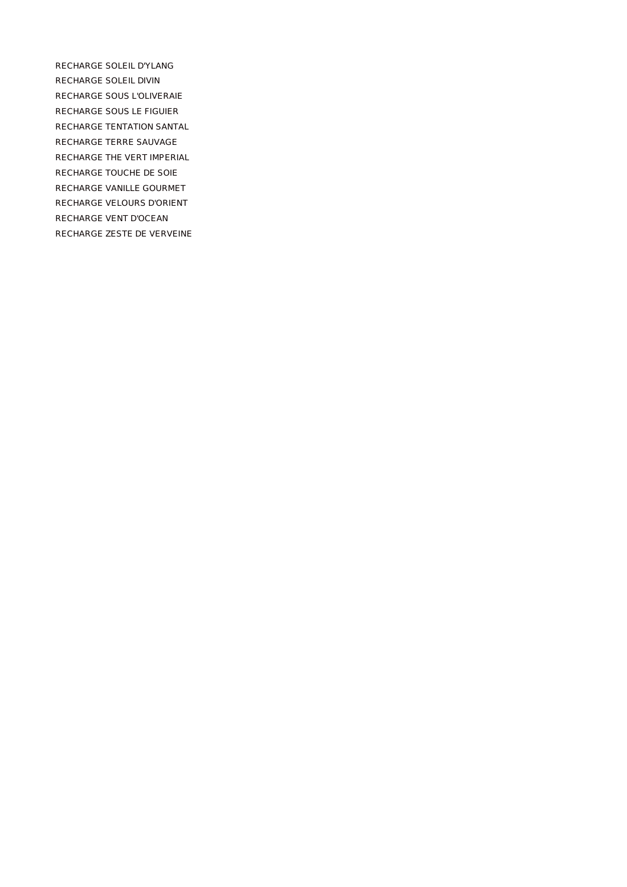RECHARGE SOLEIL D'YLANG
RECHARGE SOLEIL DIVIN
RECHARGE SOUS L'OLIVERAIE
RECHARGE SOUS LE FIGUIER
RECHARGE TENTATION SANTAL
RECHARGE TERRE SAUVAGE
RECHARGE THE VERT IMPERIAL
RECHARGE TOUCHE DE SOIE
RECHARGE VANILLE GOURMET
RECHARGE VELOURS D'ORIENT
RECHARGE VENT D'OCEAN
RECHARGE ZESTE DE VERVEINE